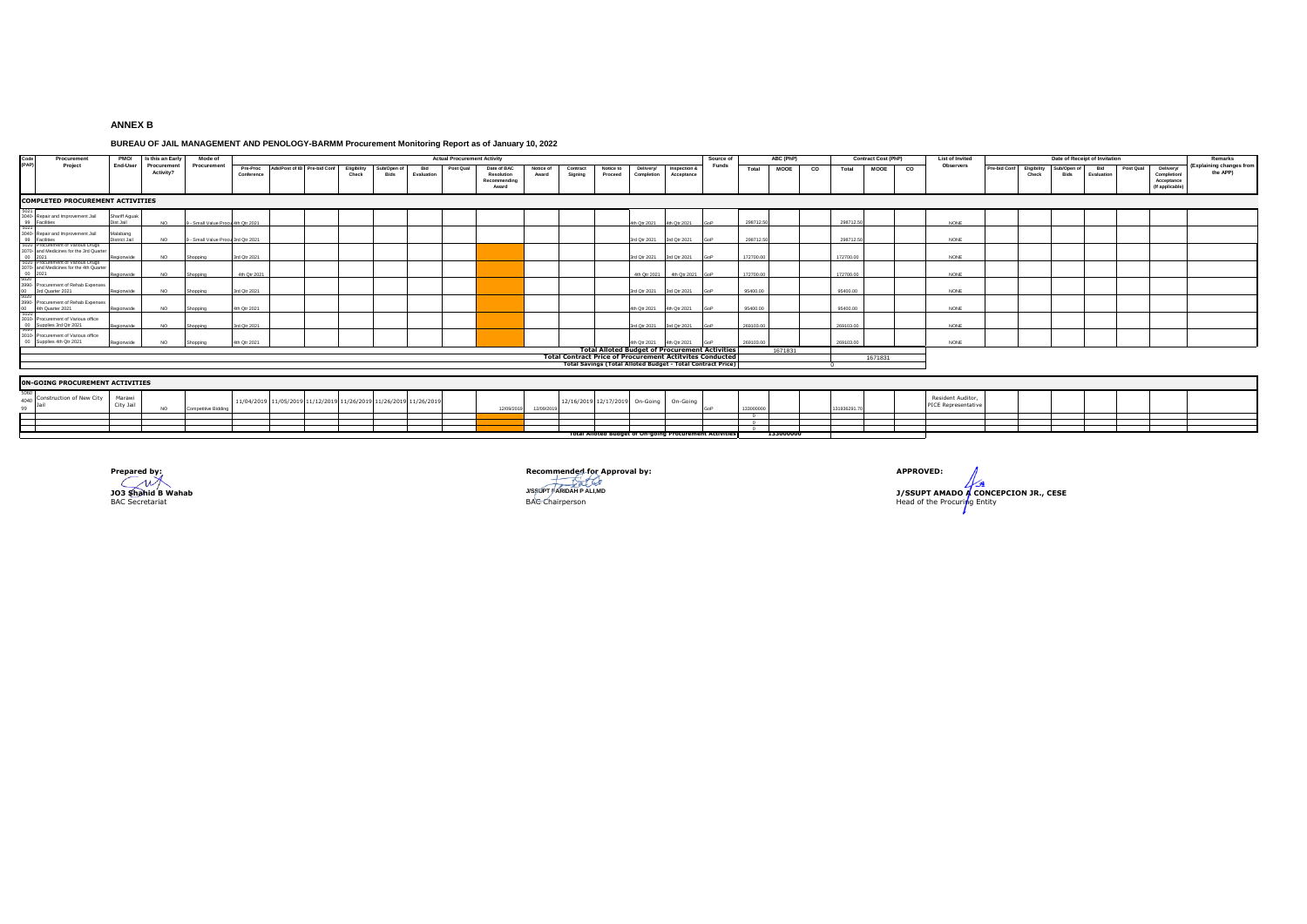**ANNEX B**

**BUREAU OF JAIL MANAGEMENT AND PENOLOGY-BARMM Procurement Monitoring Report as of January 10, 2022**

| Code (PAP) | Procurement Project | PMO/ End-User | Is this an Early Procurement Activity? | Mode of Procurement | Actual Procurement Activity | | | | | | | | | | | | | | Source of Funds | ABC (PhP) | | | Contract Cost (PhP) | | | List of Invited Observers | Date of Receipt of Invitation | | | | | | Remarks (Explaining changes from the APP) |
|---|---|---|---|---|---|---|---|---|---|---|---|---|---|---|---|---|---|---|---|---|---|---|---|---|---|---|---|---|---|---|---|---|---|
| | | | | | Pre-Proc Conference | Ads/Post of IB | Pre-bid Conf | Eligibility Check | Sub/Open of Bids | Bid Evaluation | Post Qual | Date of BAC Resolution Recommending Award | Notice of Award | Contract Signing | Notice to Proceed | Delivery/ Completion | Inspection & Acceptance | | | Total | MOOE | CO | Total | MOOE | CO | | Pre-bid Conf | Eligibility Check | Sub/Open of Bids | Bid Evaluation | Post Qual | Delivery/ Completion/ Acceptance (If applicable) | |
| **COMPLETED PROCUREMENT ACTIVITIES** | | | | | | | | | | | | | | | | | | | | | | | | | | | | | | | | | |
| 5021 3040-99 | Repair and Improvement Jail Facilities | Shariff Aguak Dist Jail | NO | 9 - Small Value Procurement | 4th Qtr 2021 | | | | | | | | | | | 4th Qtr 2021 | 4th Qtr 2021 | GoP | 298712.50 | | | 298712.50 | | | NONE | | | | | | | |
| 5021 3040-99 | Repair and Improvement Jail Facilities | Malabang District Jail | NO | 9 - Small Value Procurement | 3rd Qtr 2021 | | | | | | | | | | | 3rd Qtr 2021 | 3rd Qtr 2021 | GoP | 298712.50 | | | 298712.50 | | | NONE | | | | | | | |
| 5020 3070-00 | Procurement of Various Drugs and Medicines for the 3rd Quarter 2021 | Regionwide | NO | Shopping | 3rd Qtr 2021 | | | | | | | | | | | 3rd Qtr 2021 | 3rd Qtr 2021 | GoP | 172700.00 | | | 172700.00 | | | NONE | | | | | | | |
| 5020 3070-00 | Procurement of Various Drugs and Medicines for the 4th Quarter 2021 | Regionwide | NO | Shopping | 4th Qtr 2021 | | | | | | | | | | | 4th Qtr 2021 | 4th Qtr 2021 | GoP | 172700.00 | | | 172700.00 | | | NONE | | | | | | | |
| 5020 3990-00 | Procurement of Rehab Expenses 3rd Quarter 2021 | Regionwide | NO | Shopping | 3rd Qtr 2021 | | | | | | | | | | | 3rd Qtr 2021 | 3rd Qtr 2021 | GoP | 95400.00 | | | 95400.00 | | | NONE | | | | | | | |
| 5020 3990-00 | Procurement of Rehab Expenses 4th Quarter 2021 | Regionwide | NO | Shopping | 4th Qtr 2021 | | | | | | | | | | | 4th Qtr 2021 | 4th Qtr 2021 | GoP | 95400.00 | | | 95400.00 | | | NONE | | | | | | | |
| 5020 3010-00 | Procurement of Various office Supplies 3rd Qtr 2021 | Regionwide | NO | Shopping | 3rd Qtr 2021 | | | | | | | | | | | 3rd Qtr 2021 | 3rd Qtr 2021 | GoP | 269103.00 | | | 269103.00 | | | NONE | | | | | | | |
| 5020 3010-00 | Procurement of Various office Supplies 4th Qtr 2021 | Regionwide | NO | Shopping | 4th Qtr 2021 | | | | | | | | | | | 4th Qtr 2021 | 4th Qtr 2021 | GoP | 269103.00 | | | 269103.00 | | | NONE | | | | | | | |
| | **Total Alloted Budget of Procurement Activities** | | | | | | | | | | | | | | | | | | | | 1671831 | | | | | | | | | | | | |
| | **Total Contract Price of Procurement Actitvites Conducted** | | | | | | | | | | | | | | | | | | | | | | | 1671831 | | | | | | | | | |
| | **Total Savings (Total Alloted Budget - Total Contract Price)** | | | | | | | | | | | | | | | | | | | 0 | | | | | | | | | | | | | |
| **ON-GOING PROCUREMENT ACTIVITIES** | | | | | | | | | | | | | | | | | | | | | | | | | | | | | | | | | |
| 5060 4040 99 | Construction of New City Jail | Marawi City Jail | NO | Competitive Bidding | 11/04/2019 | 11/05/2019 | 11/12/2019 | 11/26/2019 | 11/26/2019 | 11/26/2019 | | 12/09/2019 | 12/09/2019 | 12/16/2019 | 12/17/2019 | On-Going | On-Going | GoP | 133000000 | | | 131936291.70 | | | Resident Auditor, PICE Representative | | | | | | | |
| | | | | | | | | | | | | | | | | | | | 0 | | | | | | | | | | | | | |
| | | | | | | | | | | | | | | | | | | | 0 | | | | | | | | | | | | | |
| | | | | | | | | | | | | | | | | | | | 0 | | | | | | | | | | | | | |
| | **Total Alloted Budget of On-going Procurement Activities** | | | | | | | | | | | | | | | | | | | | 133000000 | | | | | | | | | | | | |

**Prepared by:**

**JO3 Shahid B Wahab**
BAC Secretariat

**Recommended for Approval by:**

J/SSUPT FARIDAH P ALI,MD
BAC Chairperson

**APPROVED:**

**J/SSUPT AMADO A CONCEPCION JR., CESE**
Head of the Procuring Entity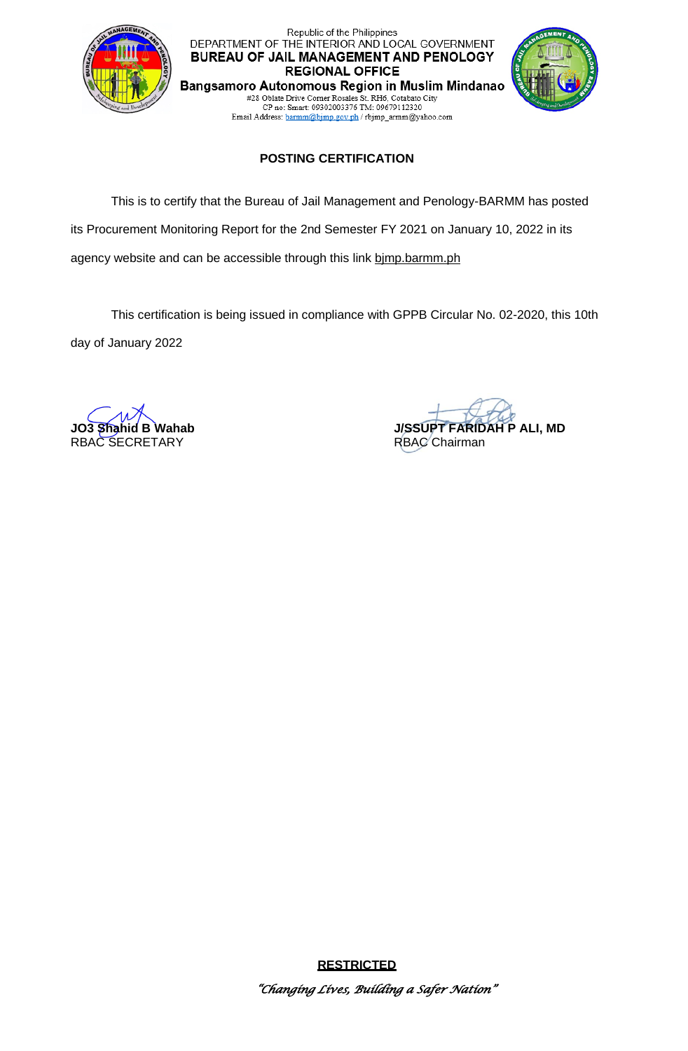Republic of the Philippines
DEPARTMENT OF THE INTERIOR AND LOCAL GOVERNMENT
**BUREAU OF JAIL MANAGEMENT AND PENOLOGY**
**REGIONAL OFFICE**
**Bangsamoro Autonomous Region in Muslim Mindanao**
#28 Oblate Drive Corner Rosales St. RH6, Cotabato City
CP no: Smart: 09302003376 TM: 09679112320
Email Address: barmm@bjmp.gov.ph / rbjmp_armm@yahoo.com

## POSTING CERTIFICATION

This is to certify that the Bureau of Jail Management and Penology-BARMM has posted its Procurement Monitoring Report for the 2nd Semester FY 2021 on January 10, 2022 in its agency website and can be accessible through this link bjmp.barmm.ph

This certification is being issued in compliance with GPPB Circular No. 02-2020, this 10th day of January 2022

**JO3 Shahid B Wahab**
RBAC SECRETARY

**J/SSUPT FARIDAH P ALI, MD**
RBAC Chairman

**RESTRICTED**

*"Changing Lives, Building a Safer Nation"*